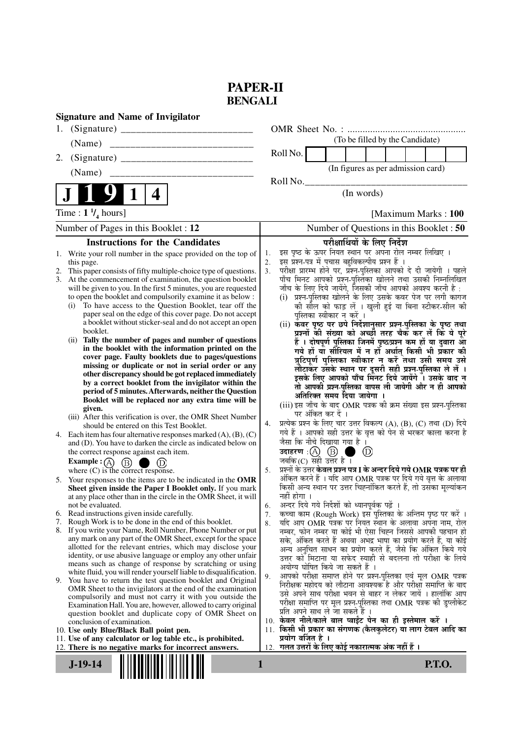# PAPER-II
## BENGALI

**Signature and Name of Invigilator**

1. (Signature) __________________________
   (Name) ____________________________
2. (Signature) __________________________
   (Name) ____________________________

OMR Sheet No. : ...............................................
(To be filled by the Candidate)

Roll No. | | | | | | | | |
(In figures as per admission card)

Roll No.________________________________
(In words)

**J 1 9 1 4**

Time : $1\,^1/_4$ hours] [Maximum Marks : **100**

Number of Pages in this Booklet : **12**

Number of Questions in this Booklet : **50**

### Instructions for the Candidates

1. Write your roll number in the space provided on the top of this page.
2. This paper consists of fifty multiple-choice type of questions.
3. At the commencement of examination, the question booklet will be given to you. In the first 5 minutes, you are requested to open the booklet and compulsorily examine it as below :
   (i) To have access to the Question Booklet, tear off the paper seal on the edge of this cover page. Do not accept a booklet without sticker-seal and do not accept an open booklet.
   (ii) **Tally the number of pages and number of questions in the booklet with the information printed on the cover page. Faulty booklets due to pages/questions missing or duplicate or not in serial order or any other discrepancy should be got replaced immediately by a correct booklet from the invigilator within the period of 5 minutes. Afterwards, neither the Question Booklet will be replaced nor any extra time will be given.**
   (iii) After this verification is over, the OMR Sheet Number should be entered on this Test Booklet.
4. Each item has four alternative responses marked (A), (B), (C) and (D). You have to darken the circle as indicated below on the correct response against each item.
   **Example :** (A) (B) ● (D)
   where (C) is the correct response.
5. Your responses to the items are to be indicated in the **OMR Sheet given inside the Paper I Booklet only.** If you mark at any place other than in the circle in the OMR Sheet, it will not be evaluated.
6. Read instructions given inside carefully.
7. Rough Work is to be done in the end of this booklet.
8. If you write your Name, Roll Number, Phone Number or put any mark on any part of the OMR Sheet, except for the space allotted for the relevant entries, which may disclose your identity, or use abusive language or employ any other unfair means such as change of response by scratching or using white fluid, you will render yourself liable to disqualification.
9. You have to return the test question booklet and Original OMR Sheet to the invigilators at the end of the examination compulsorily and must not carry it with you outside the Examination Hall. You are, however, allowed to carry original question booklet and duplicate copy of OMR Sheet on conclusion of examination.
10. **Use only Blue/Black Ball point pen.**
11. **Use of any calculator or log table etc., is prohibited.**
12. **There is no negative marks for incorrect answers.**

### परीक्षार्थियों के लिए निर्देश

1. इस पृष्ठ के ऊपर नियत स्थान पर अपना रोल नम्बर लिखिए ।
2. इस प्रश्न-पत्र में पचास बहुविकल्पीय प्रश्न हैं ।
3. परीक्षा प्रारम्भ होने पर, प्रश्न-पुस्तिका आपको दे दी जायेगी । पहले पाँच मिनट आपको प्रश्न-पुस्तिका खोलने तथा उसकी निम्नलिखित जाँच के लिए दिये जायेंगे, जिसकी जाँच आपको अवश्य करनी है :
   (i) प्रश्न-पुस्तिका खोलने के लिए उसके कवर पेज पर लगी कागज की सील को फाड़ लें । खुली हुई या बिना स्टीकर-सील की पुस्तिका स्वीकार न करें ।
   (ii) **कवर पृष्ठ पर छपे निर्देशानुसार प्रश्न-पुस्तिका के पृष्ठ तथा प्रश्नों की संख्या को अच्छी तरह चैक कर लें कि ये पूरे हैं । दोषपूर्ण पुस्तिका जिनमें पृष्ठ/प्रश्न कम हों या दुबारा आ गये हों या सीरियल में न हों अर्थात् किसी भी प्रकार की त्रुटिपूर्ण पुस्तिका स्वीकार न करें तथा उसी समय उसे लौटाकर उसके स्थान पर दूसरी सही प्रश्न-पुस्तिका ले लें । इसके लिए आपको पाँच मिनट दिये जायेंगे । उसके बाद न तो आपकी प्रश्न-पुस्तिका वापस ली जायेगी और न ही आपको अतिरिक्त समय दिया जायेगा ।**
   (iii) इस जाँच के बाद OMR पत्रक की क्रम संख्या इस प्रश्न-पुस्तिका पर अंकित कर दें ।
4. प्रत्येक प्रश्न के लिए चार उत्तर विकल्प (A), (B), (C) तथा (D) दिये गये हैं । आपको सही उत्तर के वृत्त को पेन से भरकर काला करना है जैसा कि नीचे दिखाया गया है ।
   **उदाहरण :** (A) (B) ● (D)
   जबकि (C) सही उत्तर है ।
5. प्रश्नों के उत्तर **केवल प्रश्न पत्र I के अन्दर दिये गये OMR पत्रक पर ही** अंकित करने हैं । यदि आप OMR पत्रक पर दिये गये वृत्त के अलावा किसी अन्य स्थान पर उत्तर चिह्नांकित करते हैं, तो उसका मूल्यांकन नहीं होगा ।
6. अन्दर दिये गये निर्देशों को ध्यानपूर्वक पढ़ें ।
7. कच्चा काम (Rough Work) इस पुस्तिका के अन्तिम पृष्ठ पर करें ।
8. यदि आप OMR पत्रक पर नियत स्थान के अलावा अपना नाम, रोल नम्बर, फोन नम्बर या कोई भी ऐसा चिह्न जिससे आपकी पहचान हो सके, अंकित करते हैं अथवा अभद्र भाषा का प्रयोग करते हैं, या कोई अन्य अनुचित साधन का प्रयोग करते हैं, जैसे कि अंकित किये गये उत्तर को मिटाना या सफेद स्याही से बदलना तो परीक्षा के लिये अयोग्य घोषित किये जा सकते हैं ।
9. आपको परीक्षा समाप्त होने पर प्रश्न-पुस्तिका एवं मूल OMR पत्रक निरीक्षक महोदय को लौटाना आवश्यक है और परीक्षा समाप्ति के बाद उसे अपने साथ परीक्षा भवन से बाहर न लेकर जायें । हालांकि आप परीक्षा समाप्ति पर मूल प्रश्न-पुस्तिका तथा OMR पत्रक की डुप्लीकेट प्रति अपने साथ ले जा सकते हैं ।
10. **केवल नीले/काले बाल प्वाईंट पेन का ही इस्तेमाल करें ।**
11. **किसी भी प्रकार का संगणक (कैलकुलेटर) या लाग टेबल आदि का प्रयोग वर्जित है ।**
12. **गलत उत्तरों के लिए कोई नकारात्मक अंक नहीं हैं ।**

J-19-14

P.T.O.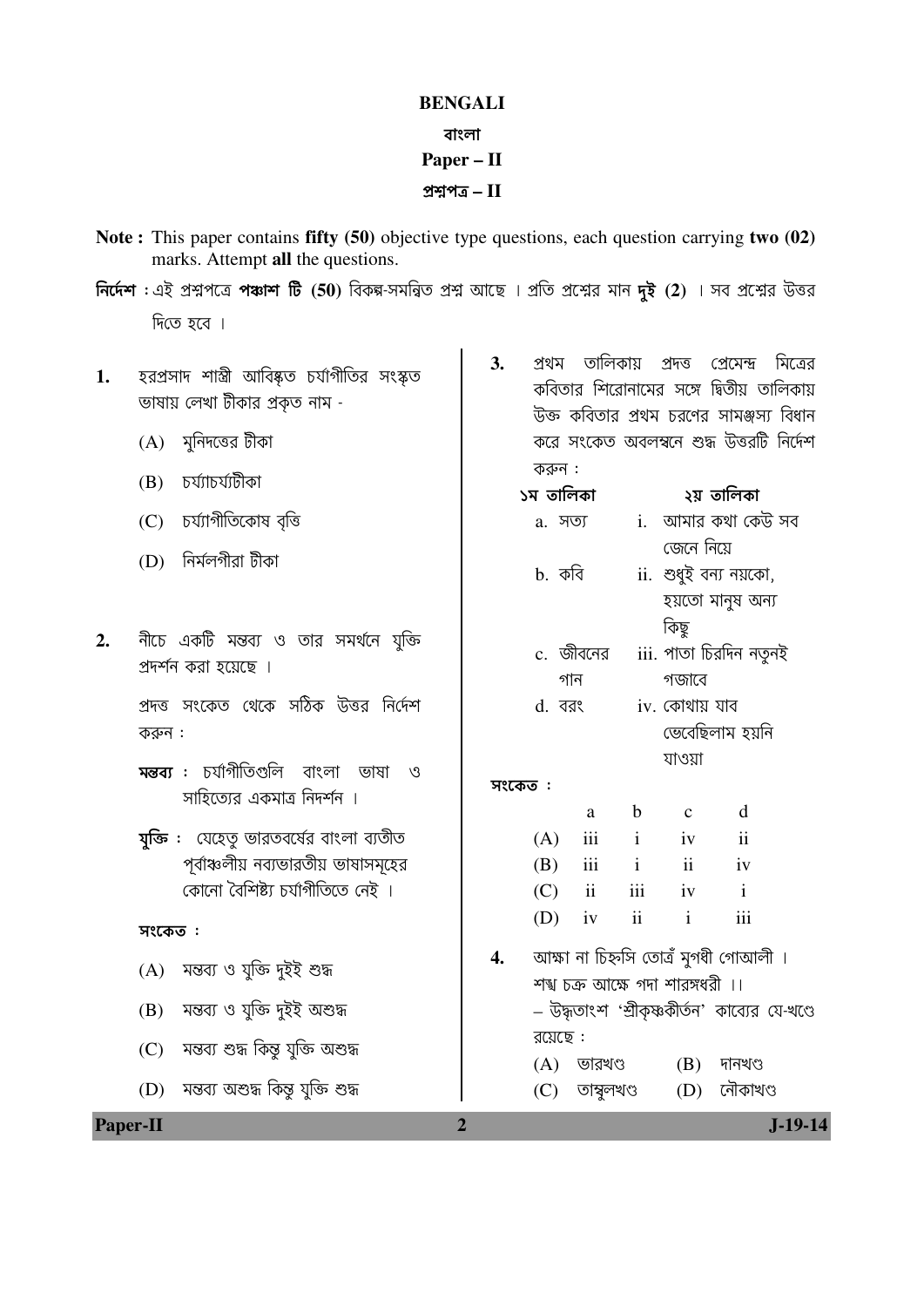# BENGALI

## বাংলা

## Paper – II

## প্রশ্নপত্র – II

**Note :** This paper contains **fifty (50)** objective type questions, each question carrying **two (02)** marks. Attempt **all** the questions.

**নির্দেশ :** এই প্রশ্নপত্রে **পঞ্চাশ টি (50)** বিকল্প-সমন্বিত প্রশ্ন আছে । প্রতি প্রশ্নের মান **দুই (2)** । সব প্রশ্নের উত্তর দিতে হবে ।

1. হরপ্রসাদ শাস্ত্রী আবিষ্কৃত চর্যাগীতির সংস্কৃত ভাষায় লেখা টীকার প্রকৃত নাম -
   - (A) মুনিদত্তের টীকা
   - (B) চর্য্যাচর্য্যটীকা
   - (C) চর্য্যাগীতিকোষ বৃত্তি
   - (D) নির্মলগীরা টীকা

2. নীচে একটি মন্তব্য ও তার সমর্থনে যুক্তি প্রদর্শন করা হয়েছে ।

   প্রদত্ত সংকেত থেকে সঠিক উত্তর নির্দেশ করুন :

   **মন্তব্য :** চর্যাগীতিগুলি বাংলা ভাষা ও সাহিত্যের একমাত্র নিদর্শন ।

   **যুক্তি :** যেহেতু ভারতবর্ষের বাংলা ব্যতীত পূর্বাঞ্চলীয় নব্যভারতীয় ভাষাসমূহের কোনো বৈশিষ্ট্য চর্যাগীতিতে নেই ।

   **সংকেত :**
   - (A) মন্তব্য ও যুক্তি দুইই শুদ্ধ
   - (B) মন্তব্য ও যুক্তি দুইই অশুদ্ধ
   - (C) মন্তব্য শুদ্ধ কিন্তু যুক্তি অশুদ্ধ
   - (D) মন্তব্য অশুদ্ধ কিন্তু যুক্তি শুদ্ধ

3. প্রথম তালিকায় প্রদত্ত প্রেমেন্দ্র মিত্রের কবিতার শিরোনামের সঙ্গে দ্বিতীয় তালিকায় উক্ত কবিতার প্রথম চরণের সামঞ্জস্য বিধান করে সংকেত অবলম্বনে শুদ্ধ উত্তরটি নির্দেশ করুন :

   | ১ম তালিকা | ২য় তালিকা |
   |---|---|
   | a. সত্য | i. আমার কথা কেউ সব জেনে নিয়ে |
   | b. কবি | ii. শুধুই বন্য নয়কো, হয়তো মানুষ অন্য কিছু |
   | c. জীবনের গান | iii. পাতা চিরদিন নতুনই গজাবে |
   | d. বরং | iv. কোথায় যাব ভেবেছিলাম হয়নি যাওয়া |

   **সংকেত :**

   | | a | b | c | d |
   |---|---|---|---|---|
   | (A) | iii | i | iv | ii |
   | (B) | iii | i | ii | iv |
   | (C) | ii | iii | iv | i |
   | (D) | iv | ii | i | iii |

4. আহ্মা না চিহ্নসি তোত্রঁ মুগধী গোআলী ।
   শঙ্খ চক্র আহ্মে গদা শারঙ্গধরী ।।
   – উদ্ধৃতাংশ 'শ্রীকৃষ্ণকীর্তন' কাব্যের যে-খণ্ডে রয়েছে :
   - (A) ভারখণ্ড
   - (B) দানখণ্ড
   - (C) তাম্বুলখণ্ড
   - (D) নৌকাখণ্ড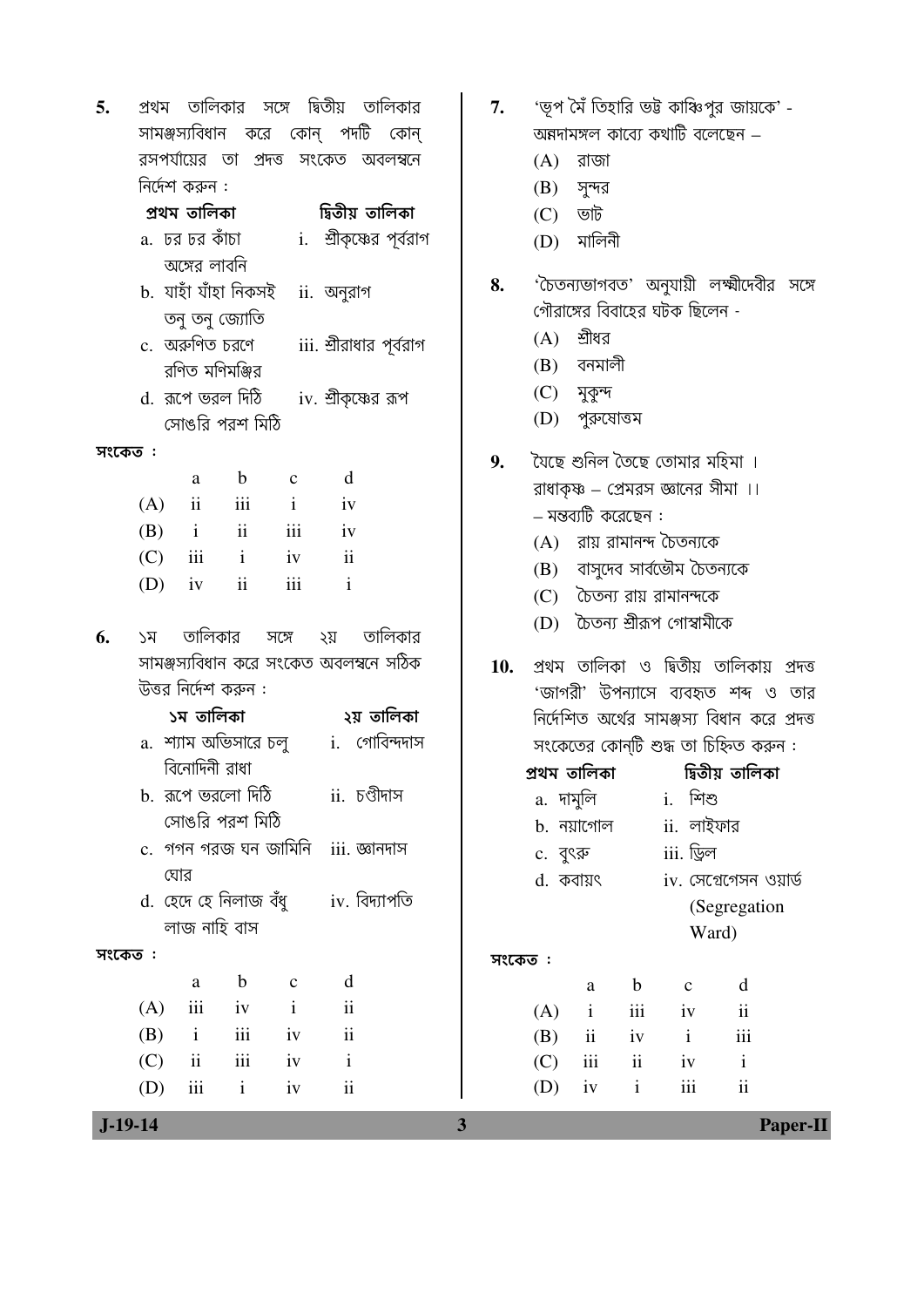5. প্রথম তালিকার সঙ্গে দ্বিতীয় তালিকার সামঞ্জস্যবিধান করে কোন্ পদটি কোন্ রসপর্যায়ের তা প্রদত্ত সংকেত অবলম্বনে নির্দেশ করুন :

| প্রথম তালিকা | দ্বিতীয় তালিকা |
|---|---|
| a. ঢর ঢর কাঁচা অঙ্গের লাবনি | i. শ্রীকৃষ্ণের পূর্বরাগ |
| b. যাঁহা যাঁহা নিকসই তনু তনু জ্যোতি | ii. অনুরাগ |
| c. অরুণিত চরণে রণিত মণিমঞ্জির | iii. শ্রীরাধার পূর্বরাগ |
| d. রূপে ভরল দিঠি সোঙরি পরশ মিঠি | iv. শ্রীকৃষ্ণের রূপ |

সংকেত :

| | a | b | c | d |
|---|---|---|---|---|
| (A) | ii | iii | i | iv |
| (B) | i | ii | iii | iv |
| (C) | iii | i | iv | ii |
| (D) | iv | ii | iii | i |

6. ১ম তালিকার সঙ্গে ২য় তালিকার সামঞ্জস্যবিধান করে সংকেত অবলম্বনে সঠিক উত্তর নির্দেশ করুন :

| ১ম তালিকা | ২য় তালিকা |
|---|---|
| a. শ্যাম অভিসারে চলু বিনোদিনী রাধা | i. গোবিন্দদাস |
| b. রূপে ভরলো দিঠি সোঙরি পরশ মিঠি | ii. চণ্ডীদাস |
| c. গগন গরজ ঘন জামিনি ঘোর | iii. জ্ঞানদাস |
| d. হেদে হে নিলাজ বঁধু লাজ নাহি বাস | iv. বিদ্যাপতি |

সংকেত :

| | a | b | c | d |
|---|---|---|---|---|
| (A) | iii | iv | i | ii |
| (B) | i | iii | iv | ii |
| (C) | ii | iii | iv | i |
| (D) | iii | i | iv | ii |

7. 'ভূপ মৈঁ তিহারি ভট্ট কাঞ্চিপুর জায়কে' - অন্নদামঙ্গল কাব্যে কথাটি বলেছেন –

(A) রাজা

(B) সুন্দর

(C) ভাট

(D) মালিনী

8. 'চৈতন্যভাগবত' অনুযায়ী লক্ষ্মীদেবীর সঙ্গে গৌরাঙ্গের বিবাহের ঘটক ছিলেন -

(A) শ্রীধর

(B) বনমালী

(C) মুকুন্দ

(D) পুরুষোত্তম

9. যৈছে শুনিল তৈছে তোমার মহিমা ।
রাধাকৃষ্ণ – প্রেমরস জ্ঞানের সীমা ।।
– মন্তব্যটি করেছেন :

(A) রায় রামানন্দ চৈতন্যকে

(B) বাসুদেব সার্বভৌম চৈতন্যকে

(C) চৈতন্য রায় রামানন্দকে

(D) চৈতন্য শ্রীরূপ গোস্বামীকে

10. প্রথম তালিকা ও দ্বিতীয় তালিকায় প্রদত্ত 'জাগরী' উপন্যাসে ব্যবহৃত শব্দ ও তার নির্দেশিত অর্থের সামঞ্জস্য বিধান করে প্রদত্ত সংকেতের কোন্‌টি শুদ্ধ তা চিহ্নিত করুন :

| প্রথম তালিকা | দ্বিতীয় তালিকা |
|---|---|
| a. দামুলি | i. শিশু |
| b. নয়াগোল | ii. লাইফার |
| c. বুৎরু | iii. ড্রিল |
| d. কবায়ৎ | iv. সেগ্রেগেসন ওয়ার্ড (Segregation Ward) |

সংকেত :

| | a | b | c | d |
|---|---|---|---|---|
| (A) | i | iii | iv | ii |
| (B) | ii | iv | i | iii |
| (C) | iii | ii | iv | i |
| (D) | iv | i | iii | ii |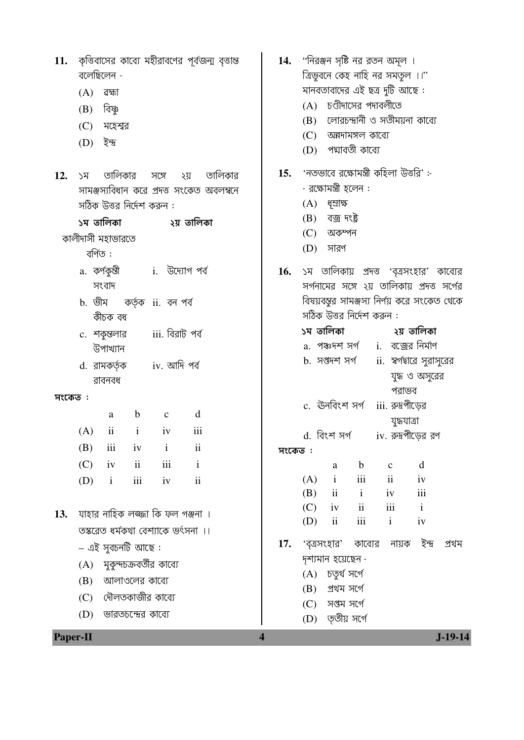11. কৃত্তিবাসের কাব্যে মহীরাবণের পূর্বজন্ম বৃত্তান্ত বলেছিলেন -
   (A) ব্রহ্মা
   (B) বিষ্ণু
   (C) মহেশ্বর
   (D) ইন্দ্র

12. ১ম তালিকার সঙ্গে ২য় তালিকার সামঞ্জস্যবিধান করে প্রদত্ত সংকেত অবলম্বনে সঠিক উত্তর নির্দেশ করুন :

| ১ম তালিকা কালীদাসী মহাভারতে বর্ণিত : | ২য় তালিকা |
|---|---|
| a. কর্ণকুন্তী সংবাদ | i. উদ্যোগ পর্ব |
| b. ভীম কর্তৃক কীচক বধ | ii. বন পর্ব |
| c. শকুন্তলার উপাখ্যান | iii. বিরাট পর্ব |
| d. রামকর্তৃক রাবনবধ | iv. আদি পর্ব |

সংকেত :

| | a | b | c | d |
|---|---|---|---|---|
| (A) | ii | i | iv | iii |
| (B) | iii | iv | i | ii |
| (C) | iv | ii | iii | i |
| (D) | i | iii | iv | ii |

13. যাহার নাহিক লজ্জা কি ফল গঞ্জনা ।
   তস্করেত ধর্মকথা বেশ্যাকে ভর্ৎসনা ।।
   – এই সুবচনটি আছে :
   (A) মুকুন্দচক্রবর্তীর কাব্যে
   (B) আলাওলের কাব্যে
   (C) দৌলতকাজীর কাব্যে
   (D) ভারতচন্দ্রের কাব্যে

14. "নিরঞ্জন সৃষ্টি নর রতন অমূল ।
   ত্রিভুবনে কেহ নাহি নর সমতুল ।।"
   মানবতাবাদের এই ছত্র দুটি আছে :
   (A) চণ্ডীদাসের পদাবলীতে
   (B) লোরচন্দ্রানী ও সতীময়না কাব্যে
   (C) অন্নদামঙ্গল কাব্যে
   (D) পদ্মাবতী কাব্যে

15. 'নতভাবে রক্ষোমন্ত্রী কহিলা উত্তরি' :-
   - রক্ষোমন্ত্রী হলেন :
   (A) ধূম্রাক্ষ
   (B) বজ্র দংষ্ট্র
   (C) অকম্পন
   (D) সারণ

16. ১ম তালিকায় প্রদত্ত 'বৃত্রসংহার' কাব্যের সর্গনামের সঙ্গে ২য় তালিকায় প্রদত্ত সর্গের বিষয়বস্তুর সামঞ্জস্য নির্ণয় করে সংকেত থেকে সঠিক উত্তর নির্দেশ করুন :

| ১ম তালিকা | ২য় তালিকা |
|---|---|
| a. পঞ্চদশ সর্গ | i. বজ্রের নির্মাণ |
| b. সপ্তদশ সর্গ | ii. স্বর্গদ্বারে সুরাসুরের যুদ্ধ ও অসুরের পরাভব |
| c. ঊনবিংশ সর্গ | iii. রুদ্রপীড়ের যুদ্ধযাত্রা |
| d. বিংশ সর্গ | iv. রুদ্রপীড়ের রণ |

সংকেত :

| | a | b | c | d |
|---|---|---|---|---|
| (A) | i | iii | ii | iv |
| (B) | ii | i | iv | iii |
| (C) | iv | ii | iii | i |
| (D) | ii | iii | i | iv |

17. 'বৃত্রসংহার' কাব্যের নায়ক ইন্দ্র প্রথম দৃশ্যমান হয়েছেন -
   (A) চতুর্থ সর্গে
   (B) প্রথম সর্গে
   (C) সপ্তম সর্গে
   (D) তৃতীয় সর্গে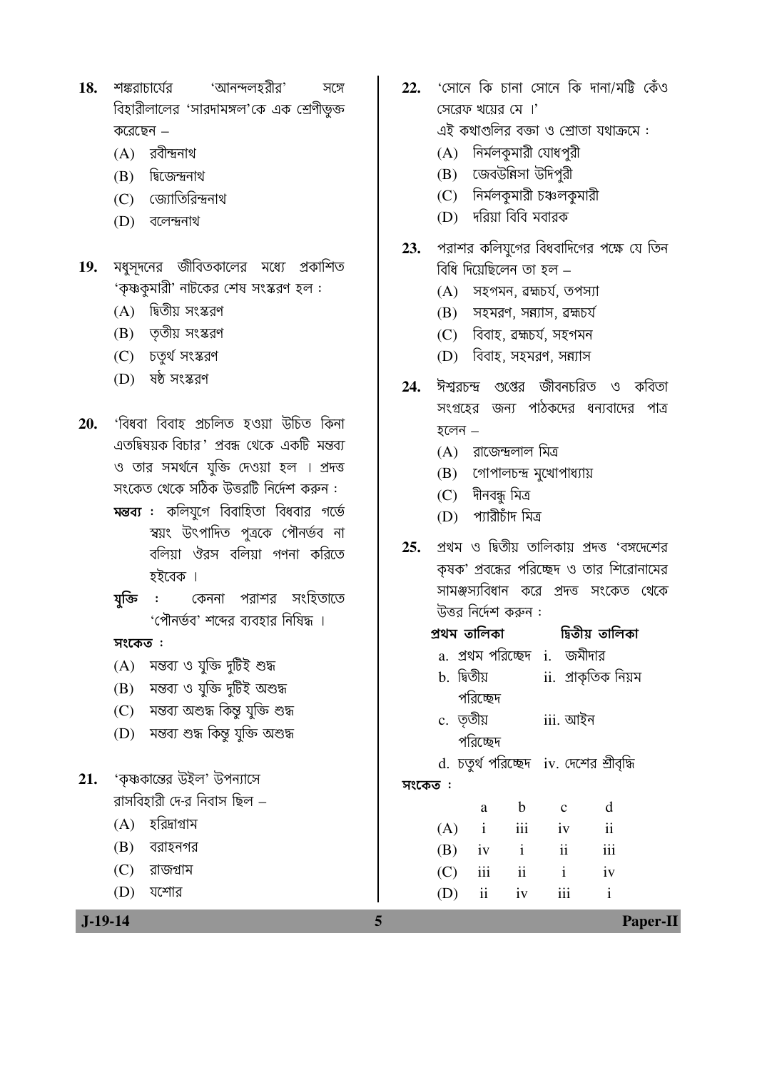18. শঙ্করাচার্যের 'আনন্দলহরীর' সঙ্গে বিহারীলালের 'সারদামঙ্গল'কে এক শ্রেণীভুক্ত করেছেন –

    (A) রবীন্দ্রনাথ
    (B) দ্বিজেন্দ্রনাথ
    (C) জ্যোতিরিন্দ্রনাথ
    (D) বলেন্দ্রনাথ

19. মধুসূদনের জীবিতকালের মধ্যে প্রকাশিত 'কৃষ্ণকুমারী' নাটকের শেষ সংস্করণ হল :

    (A) দ্বিতীয় সংস্করণ
    (B) তৃতীয় সংস্করণ
    (C) চতুর্থ সংস্করণ
    (D) ষষ্ঠ সংস্করণ

20. 'বিধবা বিবাহ প্রচলিত হওয়া উচিত কিনা এতদ্বিষয়ক বিচার' প্রবন্ধ থেকে একটি মন্তব্য ও তার সমর্থনে যুক্তি দেওয়া হল । প্রদত্ত সংকেত থেকে সঠিক উত্তরটি নির্দেশ করুন :

    **মন্তব্য :** কলিযুগে বিবাহিতা বিধবার গর্ভে স্বয়ং উৎপাদিত পুত্রকে পৌনর্ভব না বলিয়া ঔরস বলিয়া গণনা করিতে হইবেক ।

    **যুক্তি :** কেননা পরাশর সংহিতাতে 'পৌনর্ভব' শব্দের ব্যবহার নিষিদ্ধ ।

    **সংকেত :**

    (A) মন্তব্য ও যুক্তি দুটিই শুদ্ধ
    (B) মন্তব্য ও যুক্তি দুটিই অশুদ্ধ
    (C) মন্তব্য অশুদ্ধ কিন্তু যুক্তি শুদ্ধ
    (D) মন্তব্য শুদ্ধ কিন্তু যুক্তি অশুদ্ধ

21. 'কৃষ্ণকান্তের উইল' উপন্যাসে রাসবিহারী দে-র নিবাস ছিল –

    (A) হরিদ্রাগ্রাম
    (B) বরাহনগর
    (C) রাজগ্রাম
    (D) যশোর

22. 'সোনে কি চানা সোনে কি দানা/মট্টি কেঁও সেরেফ খয়ের মে ।'

    এই কথাগুলির বক্তা ও শ্রোতা যথাক্রমে :

    (A) নির্মলকুমারী যোধপুরী
    (B) জেবউন্নিসা উদিপুরী
    (C) নির্মলকুমারী চঞ্চলকুমারী
    (D) দরিয়া বিবি মবারক

23. পরাশর কলিযুগের বিধবাদিগের পক্ষে যে তিন বিধি দিয়েছিলেন তা হল –

    (A) সহগমন, ব্রহ্মচর্য, তপস্যা
    (B) সহমরণ, সন্ন্যাস, ব্রহ্মচর্য
    (C) বিবাহ, ব্রহ্মচর্য, সহগমন
    (D) বিবাহ, সহমরণ, সন্ন্যাস

24. ঈশ্বরচন্দ্র গুপ্তের জীবনচরিত ও কবিতা সংগ্রহের জন্য পাঠকদের ধন্যবাদের পাত্র হলেন –

    (A) রাজেন্দ্রলাল মিত্র
    (B) গোপালচন্দ্র মুখোপাধ্যায়
    (C) দীনবন্ধু মিত্র
    (D) প্যারীচাঁদ মিত্র

25. প্রথম ও দ্বিতীয় তালিকায় প্রদত্ত 'বঙ্গদেশের কৃষক' প্রবন্ধের পরিচ্ছেদ ও তার শিরোনামের সামঞ্জস্যবিধান করে প্রদত্ত সংকেত থেকে উত্তর নির্দেশ করুন :

| প্রথম তালিকা | দ্বিতীয় তালিকা |
|---|---|
| a. প্রথম পরিচ্ছেদ | i. জমীদার |
| b. দ্বিতীয় পরিচ্ছেদ | ii. প্রাকৃতিক নিয়ম |
| c. তৃতীয় পরিচ্ছেদ | iii. আইন |
| d. চতুর্থ পরিচ্ছেদ | iv. দেশের শ্রীবৃদ্ধি |

**সংকেত :**

| | a | b | c | d |
|---|---|---|---|---|
| (A) | i | iii | iv | ii |
| (B) | iv | i | ii | iii |
| (C) | iii | ii | i | iv |
| (D) | ii | iv | iii | i |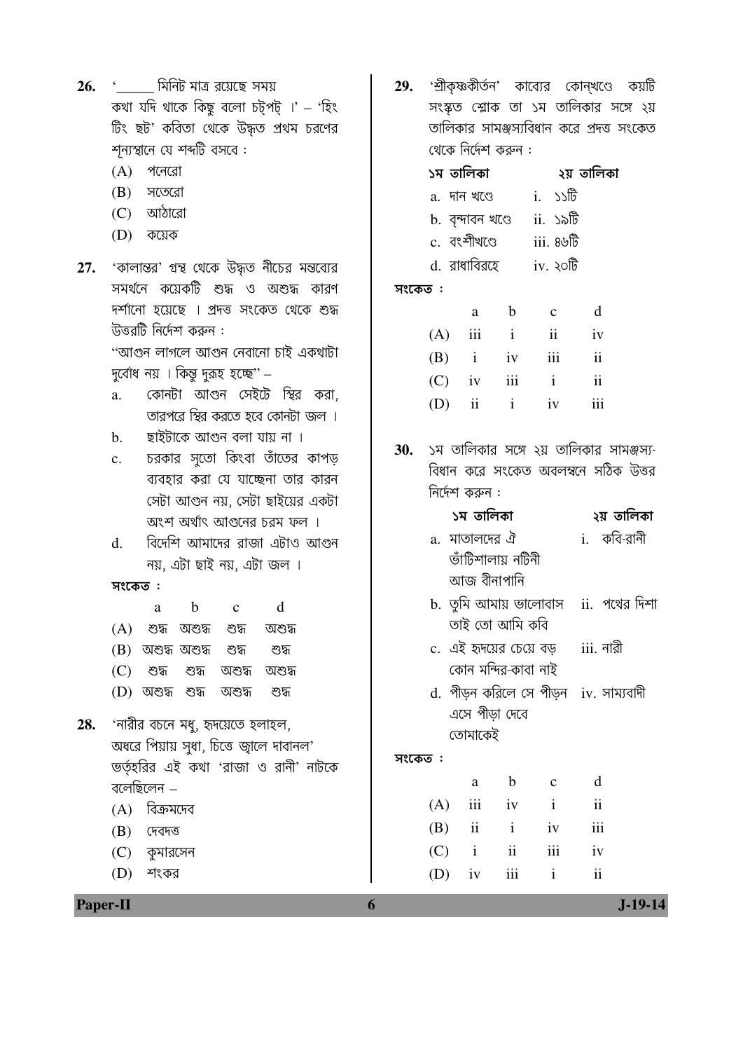26. '\_\_\_\_\_ মিনিট মাত্র রয়েছে সময়
কথা যদি থাকে কিছু বলো চট্‌পট্‌ ।' – 'হিং টিং ছট' কবিতা থেকে উদ্ধৃত প্রথম চরণের শূন্যস্থানে যে শব্দটি বসবে :

(A) পনেরো
(B) সতেরো
(C) আঠারো
(D) কয়েক

27. 'কালান্তর' গ্রন্থ থেকে উদ্ধৃত নীচের মন্তব্যের সমর্থনে কয়েকটি শুদ্ধ ও অশুদ্ধ কারণ দর্শানো হয়েছে । প্রদত্ত সংকেত থেকে শুদ্ধ উত্তরটি নির্দেশ করুন :

"আগুন লাগলে আগুন নেবানো চাই একথাটা দুর্বোধ নয় । কিন্তু দুরূহ হচ্ছে" –

a. কোনটা আগুন সেইটে স্থির করা, তারপরে স্থির করতে হবে কোনটা জল ।
b. ছাইটাকে আগুন বলা যায় না ।
c. চরকার সুতো কিংবা তাঁতের কাপড় ব্যবহার করা যে যাচ্ছেনা তার কারন সেটা আগুন নয়, সেটা ছাইয়ের একটা অংশ অর্থাৎ আগুনের চরম ফল ।
d. বিদেশি আমাদের রাজা এটাও আগুন নয়, এটা ছাই নয়, এটা জল ।

**সংকেত :**

| | a | b | c | d |
|---|---|---|---|---|
| (A) | শুদ্ধ | অশুদ্ধ | শুদ্ধ | অশুদ্ধ |
| (B) | অশুদ্ধ | অশুদ্ধ | শুদ্ধ | শুদ্ধ |
| (C) | শুদ্ধ | শুদ্ধ | অশুদ্ধ | অশুদ্ধ |
| (D) | অশুদ্ধ | শুদ্ধ | অশুদ্ধ | শুদ্ধ |

28. 'নারীর বচনে মধু, হৃদয়েতে হলাহল,
অধরে পিয়ায় সুধা, চিত্তে জ্বালে দাবানল'
ভর্তৃহরির এই কথা 'রাজা ও রানী' নাটকে বলেছিলেন –

(A) বিক্রমদেব
(B) দেবদত্ত
(C) কুমারসেন
(D) শংকর

29. 'শ্রীকৃষ্ণকীর্তন' কাব্যের কোন্‌খণ্ডে কয়টি সংস্কৃত শ্লোক তা ১ম তালিকার সঙ্গে ২য় তালিকার সামঞ্জস্যবিধান করে প্রদত্ত সংকেত থেকে নির্দেশ করুন :

| ১ম তালিকা | ২য় তালিকা |
|---|---|
| a. দান খণ্ডে | i. ১১টি |
| b. বৃন্দাবন খণ্ডে | ii. ১৯টি |
| c. বংশীখণ্ডে | iii. ৪৬টি |
| d. রাধাবিরহে | iv. ২০টি |

**সংকেত :**

| | a | b | c | d |
|---|---|---|---|---|
| (A) | iii | i | ii | iv |
| (B) | i | iv | iii | ii |
| (C) | iv | iii | i | ii |
| (D) | ii | i | iv | iii |

30. ১ম তালিকার সঙ্গে ২য় তালিকার সামঞ্জস্যবিধান করে সংকেত অবলম্বনে সঠিক উত্তর নির্দেশ করুন :

| ১ম তালিকা | ২য় তালিকা |
|---|---|
| a. মাতালদের ঐ ভাঁটিশালায় নটিনী আজ বীনাপানি | i. কবি-রানী |
| b. তুমি আমায় ভালোবাস তাই তো আমি কবি | ii. পথের দিশা |
| c. এই হৃদয়ের চেয়ে বড় কোন মন্দির-কাবা নাই | iii. নারী |
| d. পীড়ন করিলে সে পীড়ন এসে পীড়া দেবে তোমাকেই | iv. সাম্যবাদী |

**সংকেত :**

| | a | b | c | d |
|---|---|---|---|---|
| (A) | iii | iv | i | ii |
| (B) | ii | i | iv | iii |
| (C) | i | ii | iii | iv |
| (D) | iv | iii | i | ii |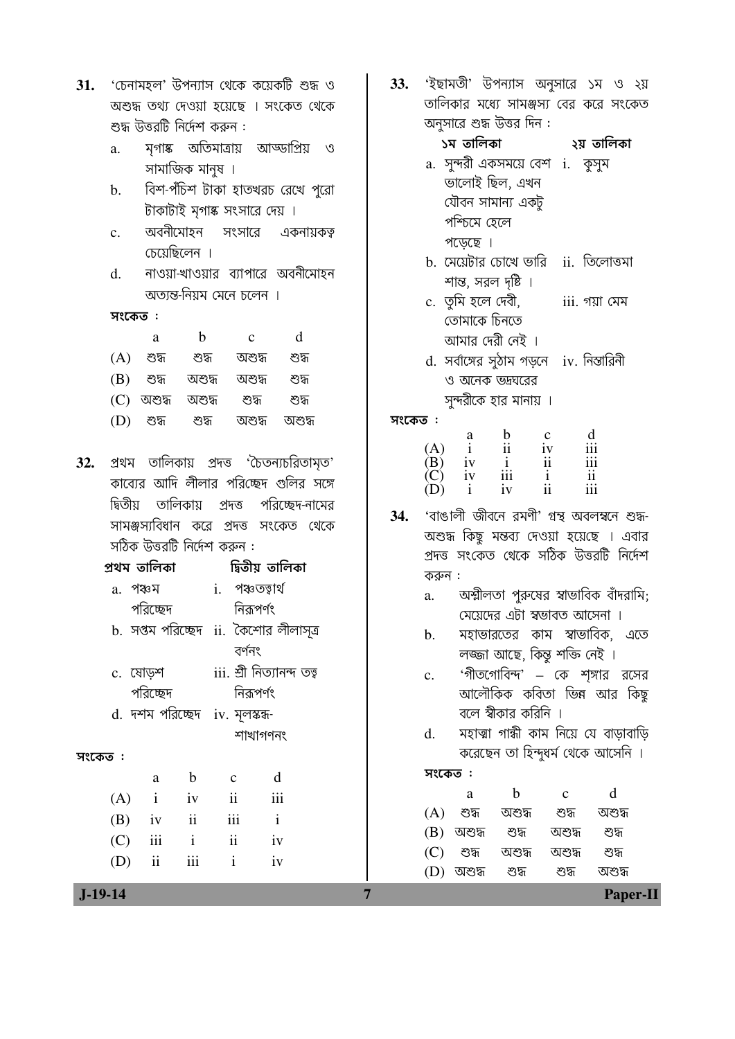**31.** 'চেনামহল' উপন্যাস থেকে কয়েকটি শুদ্ধ ও অশুদ্ধ তথ্য দেওয়া হয়েছে । সংকেত থেকে শুদ্ধ উত্তরটি নির্দেশ করুন :

a. মৃগাঙ্ক অতিমাত্রায় আড্ডাপ্রিয় ও সামাজিক মানুষ ।

b. বিশ-পঁচিশ টাকা হাতখরচ রেখে পুরো টাকাটাই মৃগাঙ্ক সংসারে দেয় ।

c. অবনীমোহন সংসারে একনায়কত্ব চেয়েছিলেন ।

d. নাওয়া-খাওয়ার ব্যাপারে অবনীমোহন অত্যন্ত-নিয়ম মেনে চলেন ।

**সংকেত :**

| | a | b | c | d |
|---|---|---|---|---|
| (A) | শুদ্ধ | শুদ্ধ | অশুদ্ধ | শুদ্ধ |
| (B) | শুদ্ধ | অশুদ্ধ | অশুদ্ধ | শুদ্ধ |
| (C) | অশুদ্ধ | অশুদ্ধ | শুদ্ধ | শুদ্ধ |
| (D) | শুদ্ধ | শুদ্ধ | অশুদ্ধ | অশুদ্ধ |

**32.** প্রথম তালিকায় প্রদত্ত 'চৈতন্যচরিতামৃত' কাব্যের আদি লীলার পরিচ্ছেদ গুলির সঙ্গে দ্বিতীয় তালিকায় প্রদত্ত পরিচ্ছেদ-নামের সামঞ্জস্যবিধান করে প্রদত্ত সংকেত থেকে সঠিক উত্তরটি নির্দেশ করুন :

| প্রথম তালিকা | দ্বিতীয় তালিকা |
|---|---|
| a. পঞ্চম পরিচ্ছেদ | i. পঞ্চতত্ত্বার্থ নিরূপণং |
| b. সপ্তম পরিচ্ছেদ | ii. কৈশোর লীলাসূত্র বর্ণনং |
| c. ষোড়শ পরিচ্ছেদ | iii. শ্রী নিত্যানন্দ তত্ত্ব নিরূপণং |
| d. দশম পরিচ্ছেদ | iv. মূলস্কন্ধ-শাখাগণনং |

**সংকেত :**

| | a | b | c | d |
|---|---|---|---|---|
| (A) | i | iv | ii | iii |
| (B) | iv | ii | iii | i |
| (C) | iii | i | ii | iv |
| (D) | ii | iii | i | iv |

**33.** 'ইছামতী' উপন্যাস অনুসারে ১ম ও ২য় তালিকার মধ্যে সামঞ্জস্য বের করে সংকেত অনুসারে শুদ্ধ উত্তর দিন :

| ১ম তালিকা | ২য় তালিকা |
|---|---|
| a. সুন্দরী একসময়ে বেশ ভালোই ছিল, এখন যৌবন সামান্য একটু পশ্চিমে হেলে পড়েছে । | i. কুসুম |
| b. মেয়েটার চোখে ভারি শান্ত, সরল দৃষ্টি । | ii. তিলোত্তমা |
| c. তুমি হলে দেবী, তোমাকে চিনতে আমার দেরী নেই । | iii. গয়া মেম |
| d. সর্বাঙ্গের সুঠাম গড়নে ও অনেক ভদ্রঘরের সুন্দরীকে হার মানায় । | iv. নিস্তারিনী |

**সংকেত :**

| | a | b | c | d |
|---|---|---|---|---|
| (A) | i | ii | iv | iii |
| (B) | iv | i | ii | iii |
| (C) | iv | iii | i | ii |
| (D) | i | iv | ii | iii |

**34.** 'বাঙালী জীবনে রমণী' গ্রন্থ অবলম্বনে শুদ্ধ-অশুদ্ধ কিছু মন্তব্য দেওয়া হয়েছে । এবার প্রদত্ত সংকেত থেকে সঠিক উত্তরটি নির্দেশ করুন :

a. অশ্লীলতা পুরুষের স্বাভাবিক বাঁদরামি; মেয়েদের এটা স্বভাবত আসেনা ।

b. মহাভারতের কাম স্বাভাবিক, এতে লজ্জা আছে, কিন্তু শক্তি নেই ।

c. 'গীতগোবিন্দ' – কে শৃঙ্গার রসের আলৌকিক কবিতা ভিন্ন আর কিছু বলে স্বীকার করিনি ।

d. মহাত্মা গান্ধী কাম নিয়ে যে বাড়াবাড়ি করেছেন তা হিন্দুধর্ম থেকে আসেনি ।

**সংকেত :**

| | a | b | c | d |
|---|---|---|---|---|
| (A) | শুদ্ধ | অশুদ্ধ | শুদ্ধ | অশুদ্ধ |
| (B) | অশুদ্ধ | শুদ্ধ | অশুদ্ধ | শুদ্ধ |
| (C) | শুদ্ধ | অশুদ্ধ | অশুদ্ধ | শুদ্ধ |
| (D) | অশুদ্ধ | শুদ্ধ | শুদ্ধ | অশুদ্ধ |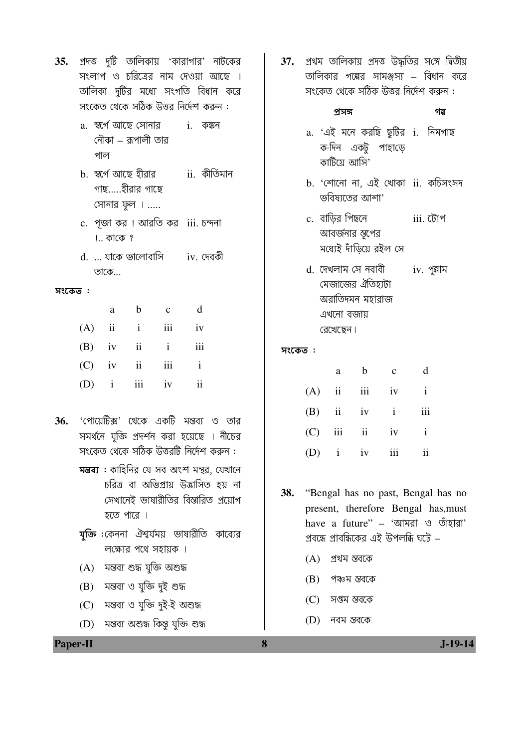35. প্রদত্ত দুটি তালিকায় 'কারাগার' নাটকের সংলাপ ও চরিত্রের নাম দেওয়া আছে । তালিকা দুটির মধ্যে সংগতি বিধান করে সংকেত থেকে সঠিক উত্তর নির্দেশ করুন :

a. স্বর্গে আছে সোনার নৌকা – রূপালী তার পাল — i. কঙ্কন

b. স্বর্গে আছে হীরার গাছ.....হীরার গাছে সোনার ফুল ।..... — ii. কীর্তিমান

c. পূজা কর ! আরতি কর !.. কাকে ? — iii. চন্দনা

d. ... যাকে ভালোবাসি তাকে... — iv. দেবকী

সংকেত :

| | a | b | c | d |
|---|---|---|---|---|
| (A) | ii | i | iii | iv |
| (B) | iv | ii | i | iii |
| (C) | iv | ii | iii | i |
| (D) | i | iii | iv | ii |

36. 'পোয়েটিক্স' থেকে একটি মন্তব্য ও তার সমর্থনে যুক্তি প্রদর্শন করা হয়েছে । নীচের সংকেত থেকে সঠিক উত্তরটি নির্দেশ করুন :

**মন্তব্য :** কাহিনির যে সব অংশ মন্থর, যেখানে চরিত্র বা অভিপ্রায় উদ্ভাসিত হয় না সেখানেই ভাষারীতির বিস্তারিত প্রয়োগ হতে পারে ।

**যুক্তি :** কেননা ঐশ্বর্যময় ভাষারীতি কাব্যের লক্ষ্যের পথে সহায়ক ।

(A) মন্তব্য শুদ্ধ যুক্তি অশুদ্ধ

(B) মন্তব্য ও যুক্তি দুই শুদ্ধ

(C) মন্তব্য ও যুক্তি দুই-ই অশুদ্ধ

(D) মন্তব্য অশুদ্ধ কিন্তু যুক্তি শুদ্ধ

37. প্রথম তালিকায় প্রদত্ত উদ্ধৃতির সঙ্গে দ্বিতীয় তালিকার গল্পের সামঞ্জস্য – বিধান করে সংকেত থেকে সঠিক উত্তর নির্দেশ করুন :

| প্রসঙ্গ | গল্প |
|---|---|
| a. 'এই মনে করছি ছুটির ক-দিন একটু পাহাড়ে কাটিয়ে আসি' | i. নিমগাছ |
| b. 'শোনো না, এই খোকা ভবিষ্যতের আশা' | ii. কচিসংসদ |
| c. বাড়ির পিছনে আবর্জনার স্তূপের মধ্যেই দাঁড়িয়ে রইল সে | iii. টোপ |
| d. দেখলাম সে নবাবী মেজাজের ঐতিহ্যটা অরাতিদমন মহারাজ এখনো বজায় রেখেছেন। | iv. পুন্নাম |

সংকেত :

| | a | b | c | d |
|---|---|---|---|---|
| (A) | ii | iii | iv | i |
| (B) | ii | iv | i | iii |
| (C) | iii | ii | iv | i |
| (D) | i | iv | iii | ii |

38. "Bengal has no past, Bengal has no present, therefore Bengal has,must have a future" – 'আমরা ও তাঁহারা' প্রবন্ধে প্রাবন্ধিকের এই উপলব্ধি ঘটে –

(A) প্রথম স্তবকে

(B) পঞ্চম স্তবকে

(C) সপ্তম স্তবকে

(D) নবম স্তবকে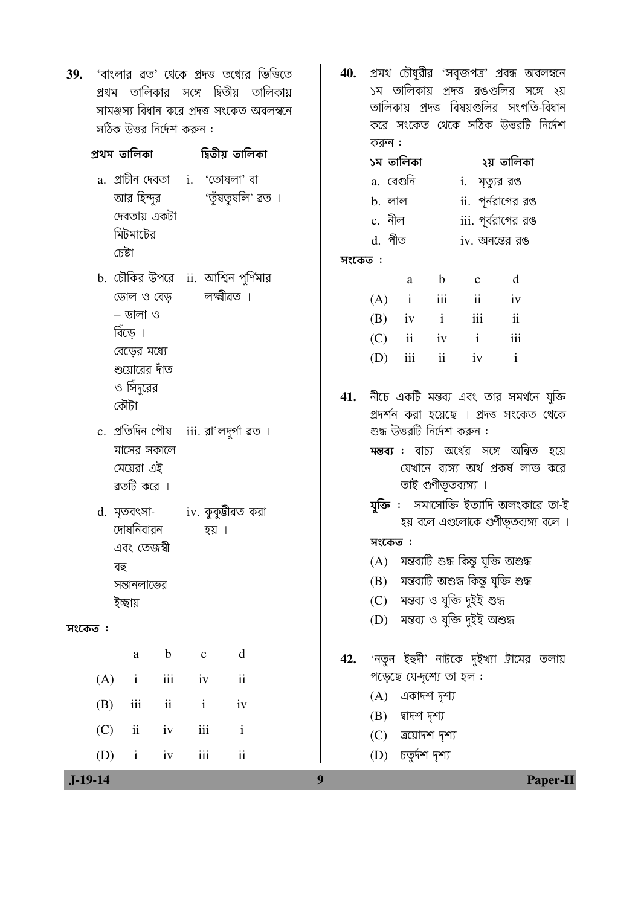**39.** 'বাংলার ব্রত' থেকে প্রদত্ত তথ্যের ভিত্তিতে প্রথম তালিকার সঙ্গে দ্বিতীয় তালিকায় সামঞ্জস্য বিধান করে প্রদত্ত সংকেত অবলম্বনে সঠিক উত্তর নির্দেশ করুন :

| প্রথম তালিকা | দ্বিতীয় তালিকা |
|---|---|
| a. প্রাচীন দেবতা আর হিন্দুর দেবতায় একটা মিটমাটের চেষ্টা | i. 'তোষলা' বা 'তুঁষতুষলি' ব্রত । |
| b. চৌকির উপরে ডোল ও বেড় – ডালা ও বিঁড়ে । বেড়ের মধ্যে শুয়োরের দাঁত ও সিঁদুরের কৌটা | ii. আশ্বিন পূর্ণিমার লক্ষ্মীব্রত । |
| c. প্রতিদিন পৌষ মাসের সকালে মেয়েরা এই ব্রতটি করে । | iii. রা'লদুর্গা ব্রত । |
| d. মৃতবৎসা-দোষনিবারন এবং তেজস্বী বহু সন্তানলাভের ইচ্ছায় | iv. কুকুট্টীব্রত করা হয় । |

সংকেত :

| | a | b | c | d |
|---|---|---|---|---|
| (A) | i | iii | iv | ii |
| (B) | iii | ii | i | iv |
| (C) | ii | iv | iii | i |
| (D) | i | iv | iii | ii |

**40.** প্রমথ চৌধুরীর 'সবুজপত্র' প্রবন্ধ অবলম্বনে ১ম তালিকায় প্রদত্ত রঙগুলির সঙ্গে ২য় তালিকায় প্রদত্ত বিষয়গুলির সংগতি-বিধান করে সংকেত থেকে সঠিক উত্তরটি নির্দেশ করুন :

| ১ম তালিকা | ২য় তালিকা |
|---|---|
| a. বেগুনি | i. মৃত্যুর রঙ |
| b. লাল | ii. পূর্নরাগের রঙ |
| c. নীল | iii. পূর্বরাগের রঙ |
| d. পীত | iv. অনন্তের রঙ |

সংকেত :

| | a | b | c | d |
|---|---|---|---|---|
| (A) | i | iii | ii | iv |
| (B) | iv | i | iii | ii |
| (C) | ii | iv | i | iii |
| (D) | iii | ii | iv | i |

**41.** নীচে একটি মন্তব্য এবং তার সমর্থনে যুক্তি প্রদর্শন করা হয়েছে । প্রদত্ত সংকেত থেকে শুদ্ধ উত্তরটি নির্দেশ করুন :

**মন্তব্য :** বাচ্য অর্থের সঙ্গে অন্বিত হয়ে যেখানে ব্যঙ্গ্য অর্থ প্রকর্ষ লাভ করে তাই গুণীভূতব্যঙ্গ্য ।

**যুক্তি :** সমাসোক্তি ইত্যাদি অলংকারে তা-ই হয় বলে এগুলোকে গুণীভূতব্যঙ্গ্য বলে ।

সংকেত :

(A) মন্তব্যটি শুদ্ধ কিন্তু যুক্তি অশুদ্ধ

(B) মন্তব্যটি অশুদ্ধ কিন্তু যুক্তি শুদ্ধ

(C) মন্তব্য ও যুক্তি দুইই শুদ্ধ

(D) মন্তব্য ও যুক্তি দুইই অশুদ্ধ

**42.** 'নতুন ইহুদী' নাটকে দুইখ্যা ট্রামের তলায় পড়েছে যে-দৃশ্যে তা হল :

(A) একাদশ দৃশ্য

(B) দ্বাদশ দৃশ্য

(C) ত্রয়োদশ দৃশ্য

(D) চতুর্দশ দৃশ্য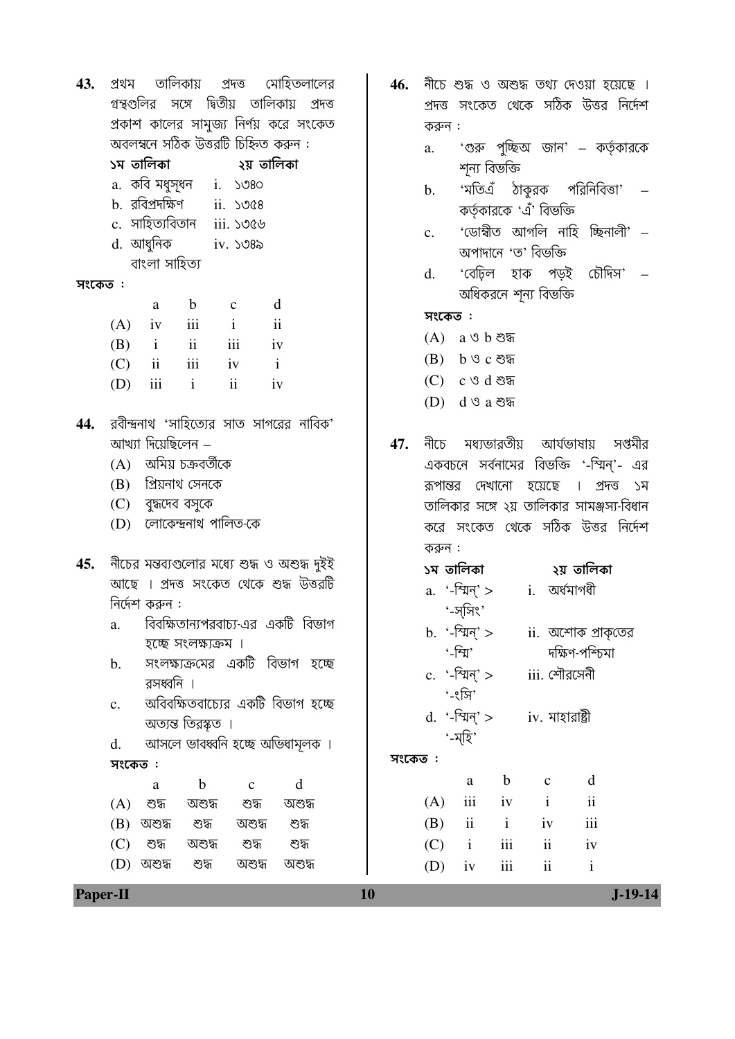43. প্রথম তালিকায় প্রদত্ত মোহিতলালের গ্রন্থগুলির সঙ্গে দ্বিতীয় তালিকায় প্রদত্ত প্রকাশ কালের সামুজ্য নির্ণয় করে সংকেত অবলম্বনে সঠিক উত্তরটি চিহ্নিত করুন :

| ১ম তালিকা | ২য় তালিকা |
|---|---|
| a. কবি মধুসূধন | i. ১৩৪০ |
| b. রবিপ্রদক্ষিণ | ii. ১৩৫৪ |
| c. সাহিত্যবিতান | iii. ১৩৫৬ |
| d. আধুনিক বাংলা সাহিত্য | iv. ১৩৪৯ |

সংকেত :

| | a | b | c | d |
|---|---|---|---|---|
| (A) | iv | iii | i | ii |
| (B) | i | ii | iii | iv |
| (C) | ii | iii | iv | i |
| (D) | iii | i | ii | iv |

44. রবীন্দ্রনাথ 'সাহিত্যের সাত সাগরের নাবিক' আখ্যা দিয়েছিলেন –

(A) অমিয় চক্রবর্তীকে
(B) প্রিয়নাথ সেনকে
(C) বুদ্ধদেব বসুকে
(D) লোকেন্দ্রনাথ পালিত-কে

45. নীচের মন্তব্যগুলোর মধ্যে শুদ্ধ ও অশুদ্ধ দুইই আছে । প্রদত্ত সংকেত থেকে শুদ্ধ উত্তরটি নির্দেশ করুন :

a. বিবক্ষিতান্যপরবাচ্য-এর একটি বিভাগ হচ্ছে সংলক্ষ্যক্রম ।
b. সংলক্ষ্যক্রমের একটি বিভাগ হচ্ছে রসধ্বনি ।
c. অবিবক্ষিতবাচ্যের একটি বিভাগ হচ্ছে অত্যন্ত তিরস্কৃত ।
d. আসলে ভাবধ্বনি হচ্ছে অভিধামূলক ।

সংকেত :

| | a | b | c | d |
|---|---|---|---|---|
| (A) | শুদ্ধ | অশুদ্ধ | শুদ্ধ | অশুদ্ধ |
| (B) | অশুদ্ধ | শুদ্ধ | অশুদ্ধ | শুদ্ধ |
| (C) | শুদ্ধ | অশুদ্ধ | শুদ্ধ | শুদ্ধ |
| (D) | অশুদ্ধ | শুদ্ধ | অশুদ্ধ | অশুদ্ধ |

46. নীচে শুদ্ধ ও অশুদ্ধ তথ্য দেওয়া হয়েছে । প্রদত্ত সংকেত থেকে সঠিক উত্তর নির্দেশ করুন :

a. 'গুরু পুচ্ছিঅ জান' – কর্তৃকারকে শূন্য বিভক্তি
b. 'মতিএঁ ঠাকুরক পরিনিবিত্তা' – কর্তৃকারকে 'এঁ' বিভক্তি
c. 'ডোম্বীত আগলি নাহি চ্ছিনালী' – অপাদানে 'ত' বিভক্তি
d. 'বেঢ়িল হাক পড়ই চৌদিস' – অধিকরনে শূন্য বিভক্তি

সংকেত :

(A) a ও b শুদ্ধ
(B) b ও c শুদ্ধ
(C) c ও d শুদ্ধ
(D) d ও a শুদ্ধ

47. নীচে মধ্যভারতীয় আর্যভাষায় সপ্তমীর একবচনে সর্বনামের বিভক্তি '-স্মিন্'- এর রূপান্তর দেখানো হয়েছে । প্রদত্ত ১ম তালিকার সঙ্গে ২য় তালিকার সামঞ্জস্য-বিধান করে সংকেত থেকে সঠিক উত্তর নির্দেশ করুন :

| ১ম তালিকা | ২য় তালিকা |
|---|---|
| a. '-স্মিন্' > '-স্সিং' | i. অর্ধমাগধী |
| b. '-স্মিন্' > '-স্মি' | ii. অশোক প্রাকৃতের দক্ষিণ-পশ্চিমা |
| c. '-স্মিন্' > '-ংসি' | iii. শৌরসেনী |
| d. '-স্মিন্' > '-ম্হি' | iv. মাহারাষ্ট্রী |

সংকেত :

| | a | b | c | d |
|---|---|---|---|---|
| (A) | iii | iv | i | ii |
| (B) | ii | i | iv | iii |
| (C) | i | iii | ii | iv |
| (D) | iv | iii | ii | i |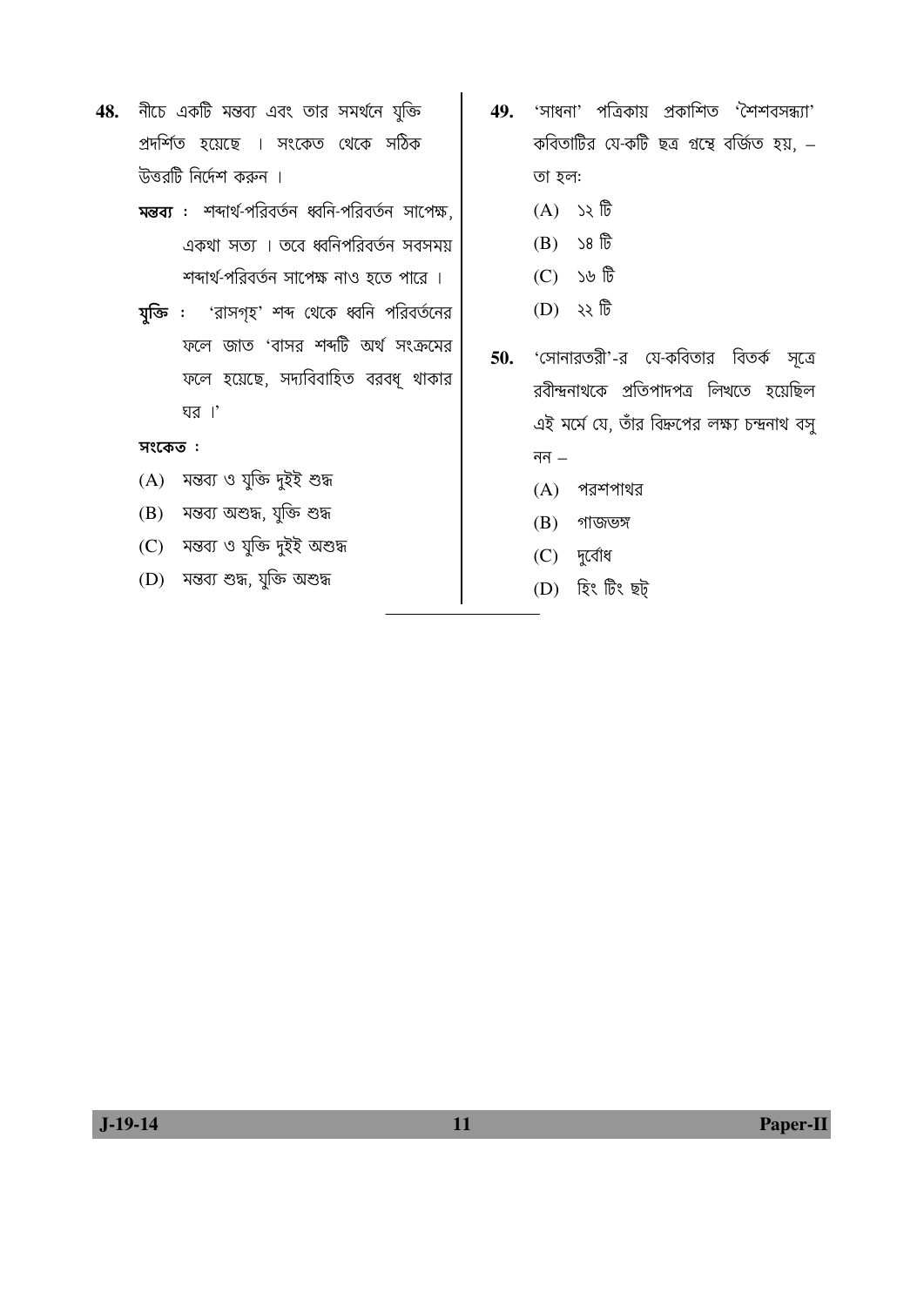48. নীচে একটি মন্তব্য এবং তার সমর্থনে যুক্তি প্রদর্শিত হয়েছে । সংকেত থেকে সঠিক উত্তরটি নির্দেশ করুন ।

**মন্তব্য** : শব্দার্থ-পরিবর্তন ধ্বনি-পরিবর্তন সাপেক্ষ, একথা সত্য । তবে ধ্বনিপরিবর্তন সবসময় শব্দার্থ-পরিবর্তন সাপেক্ষ নাও হতে পারে ।

**যুক্তি** : 'রাসগৃহ' শব্দ থেকে ধ্বনি পরিবর্তনের ফলে জাত 'বাসর শব্দটি অর্থ সংক্রমের ফলে হয়েছে, সদ্যবিবাহিত বরবধূ থাকার ঘর ।'

**সংকেত** :

(A) মন্তব্য ও যুক্তি দুইই শুদ্ধ

(B) মন্তব্য অশুদ্ধ, যুক্তি শুদ্ধ

(C) মন্তব্য ও যুক্তি দুইই অশুদ্ধ

(D) মন্তব্য শুদ্ধ, যুক্তি অশুদ্ধ

49. 'সাধনা' পত্রিকায় প্রকাশিত 'শৈশবসন্ধ্যা' কবিতাটির যে-কটি ছত্র গ্রন্থে বর্জিত হয়, – তা হল:

(A) ১২ টি

(B) ১৪ টি

(C) ১৬ টি

(D) ২২ টি

50. 'সোনারতরী'-র যে-কবিতার বিতর্ক সূত্রে রবীন্দ্রনাথকে প্রতিপাদপত্র লিখতে হয়েছিল এই মর্মে যে, তাঁর বিদ্রুপের লক্ষ্য চন্দ্রনাথ বসু নন –

(A) পরশপাথর

(B) গাজভঙ্গ

(C) দুর্বোধ

(D) হিং টিং ছট্‌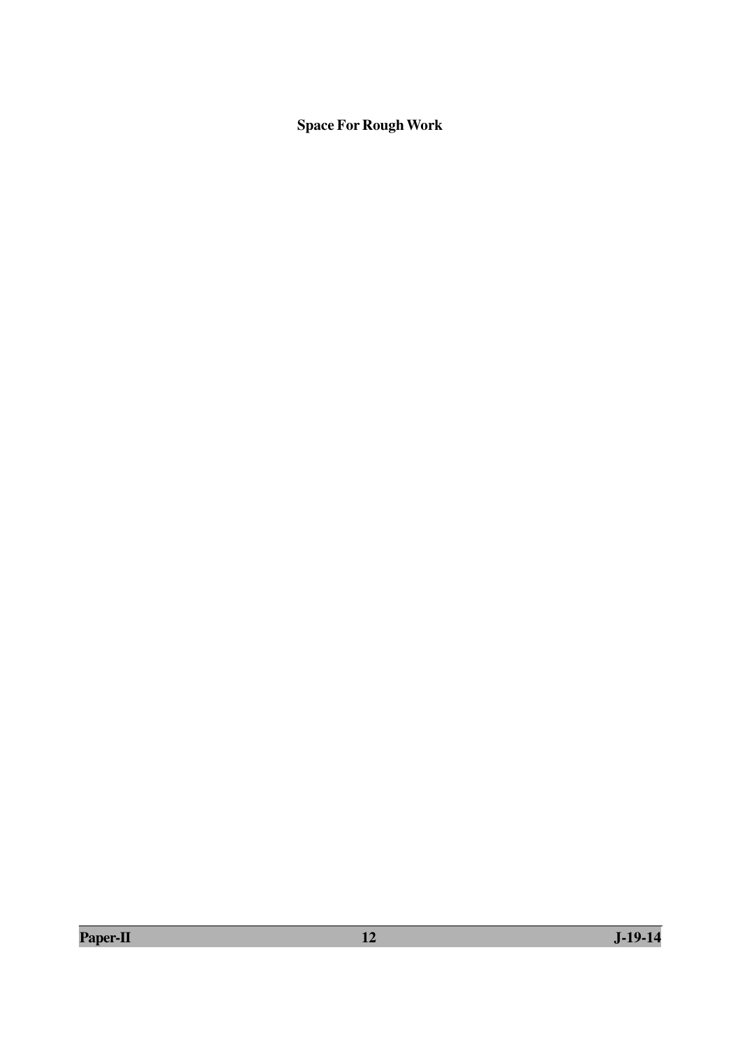**Space For Rough Work**